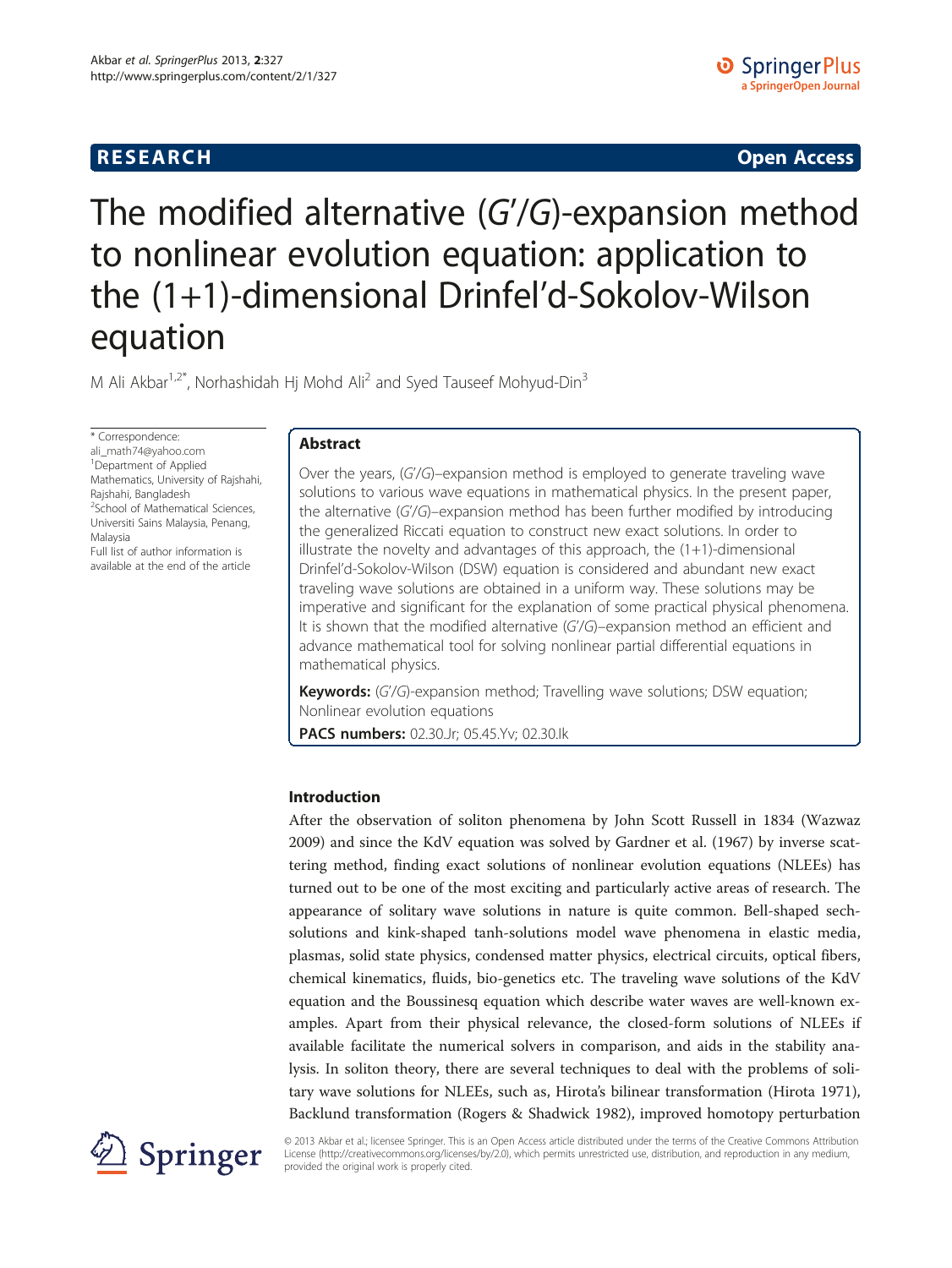**RESEARCH** **Open Access**

# The modified alternative (G′/G)-expansion method to nonlinear evolution equation: application to the (1+1)-dimensional Drinfel'd-Sokolov-Wilson equation

M Ali Akbar[1,2*], Norhashidah Hj Mohd Ali[2] and Syed Tauseef Mohyud-Din[3]

\* Correspondence: ali_math74@yahoo.com
[1]Department of Applied Mathematics, University of Rajshahi, Rajshahi, Bangladesh
[2]School of Mathematical Sciences, Universiti Sains Malaysia, Penang, Malaysia
Full list of author information is available at the end of the article

## Abstract

Over the years, (G′/G)–expansion method is employed to generate traveling wave solutions to various wave equations in mathematical physics. In the present paper, the alternative (G′/G)–expansion method has been further modified by introducing the generalized Riccati equation to construct new exact solutions. In order to illustrate the novelty and advantages of this approach, the (1+1)-dimensional Drinfel'd-Sokolov-Wilson (DSW) equation is considered and abundant new exact traveling wave solutions are obtained in a uniform way. These solutions may be imperative and significant for the explanation of some practical physical phenomena. It is shown that the modified alternative (G′/G)–expansion method an efficient and advance mathematical tool for solving nonlinear partial differential equations in mathematical physics.

**Keywords:** (G′/G)-expansion method; Travelling wave solutions; DSW equation; Nonlinear evolution equations

**PACS numbers:** 02.30.Jr; 05.45.Yv; 02.30.Ik

## Introduction

After the observation of soliton phenomena by John Scott Russell in 1834 (Wazwaz 2009) and since the KdV equation was solved by Gardner et al. (1967) by inverse scattering method, finding exact solutions of nonlinear evolution equations (NLEEs) has turned out to be one of the most exciting and particularly active areas of research. The appearance of solitary wave solutions in nature is quite common. Bell-shaped sech-solutions and kink-shaped tanh-solutions model wave phenomena in elastic media, plasmas, solid state physics, condensed matter physics, electrical circuits, optical fibers, chemical kinematics, fluids, bio-genetics etc. The traveling wave solutions of the KdV equation and the Boussinesq equation which describe water waves are well-known examples. Apart from their physical relevance, the closed-form solutions of NLEEs if available facilitate the numerical solvers in comparison, and aids in the stability analysis. In soliton theory, there are several techniques to deal with the problems of solitary wave solutions for NLEEs, such as, Hirota's bilinear transformation (Hirota 1971), Backlund transformation (Rogers & Shadwick 1982), improved homotopy perturbation

© 2013 Akbar et al.; licensee Springer. This is an Open Access article distributed under the terms of the Creative Commons Attribution License (http://creativecommons.org/licenses/by/2.0), which permits unrestricted use, distribution, and reproduction in any medium, provided the original work is properly cited.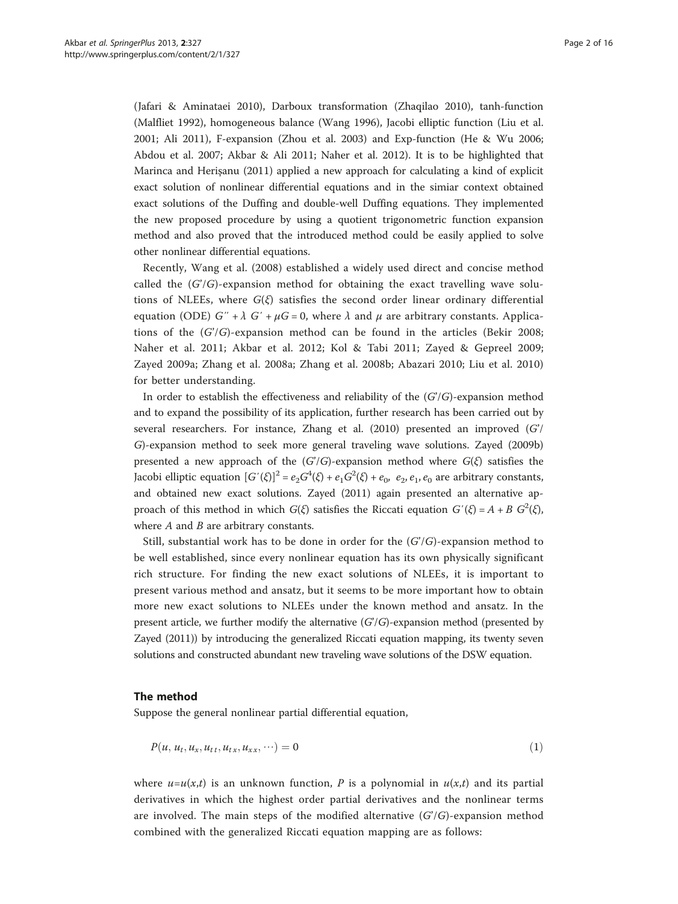(Jafari & Aminataei 2010), Darboux transformation (Zhaqilao 2010), tanh-function (Malfliet 1992), homogeneous balance (Wang 1996), Jacobi elliptic function (Liu et al. 2001; Ali 2011), F-expansion (Zhou et al. 2003) and Exp-function (He & Wu 2006; Abdou et al. 2007; Akbar & Ali 2011; Naher et al. 2012). It is to be highlighted that Marinca and Herişanu (2011) applied a new approach for calculating a kind of explicit exact solution of nonlinear differential equations and in the simiar context obtained exact solutions of the Duffing and double-well Duffing equations. They implemented the new proposed procedure by using a quotient trigonometric function expansion method and also proved that the introduced method could be easily applied to solve other nonlinear differential equations.

Recently, Wang et al. (2008) established a widely used direct and concise method called the $(G'/G)$-expansion method for obtaining the exact travelling wave solutions of NLEEs, where $G(\xi)$ satisfies the second order linear ordinary differential equation (ODE) $G'' + \lambda\, G' + \mu G = 0$, where $\lambda$ and $\mu$ are arbitrary constants. Applications of the $(G'/G)$-expansion method can be found in the articles (Bekir 2008; Naher et al. 2011; Akbar et al. 2012; Kol & Tabi 2011; Zayed & Gepreel 2009; Zayed 2009a; Zhang et al. 2008a; Zhang et al. 2008b; Abazari 2010; Liu et al. 2010) for better understanding.

In order to establish the effectiveness and reliability of the $(G'/G)$-expansion method and to expand the possibility of its application, further research has been carried out by several researchers. For instance, Zhang et al. (2010) presented an improved $(G'/G)$-expansion method to seek more general traveling wave solutions. Zayed (2009b) presented a new approach of the $(G'/G)$-expansion method where $G(\xi)$ satisfies the Jacobi elliptic equation $[G'(\xi)]^2 = e_2 G^4(\xi) + e_1 G^2(\xi) + e_0$, $e_2, e_1, e_0$ are arbitrary constants, and obtained new exact solutions. Zayed (2011) again presented an alternative approach of this method in which $G(\xi)$ satisfies the Riccati equation $G'(\xi) = A + B\, G^2(\xi)$, where $A$ and $B$ are arbitrary constants.

Still, substantial work has to be done in order for the $(G'/G)$-expansion method to be well established, since every nonlinear equation has its own physically significant rich structure. For finding the new exact solutions of NLEEs, it is important to present various method and ansatz, but it seems to be more important how to obtain more new exact solutions to NLEEs under the known method and ansatz. In the present article, we further modify the alternative $(G'/G)$-expansion method (presented by Zayed (2011)) by introducing the generalized Riccati equation mapping, its twenty seven solutions and constructed abundant new traveling wave solutions of the DSW equation.

## The method

Suppose the general nonlinear partial differential equation,

$$P(u, u_t, u_x, u_{tt}, u_{tx}, u_{xx}, \cdots) = 0 \tag{1}$$

where $u = u(x,t)$ is an unknown function, $P$ is a polynomial in $u(x,t)$ and its partial derivatives in which the highest order partial derivatives and the nonlinear terms are involved. The main steps of the modified alternative $(G'/G)$-expansion method combined with the generalized Riccati equation mapping are as follows: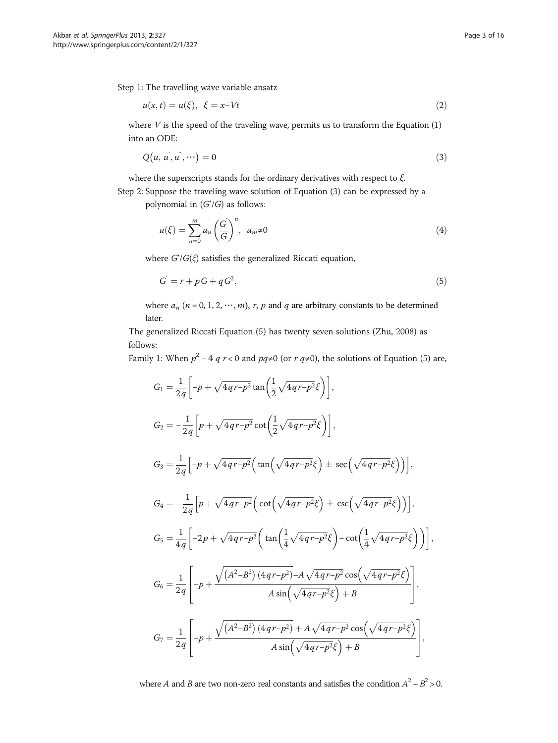Step 1: The travelling wave variable ansatz

$$u(x,t) = u(\xi), \quad \xi = x - Vt \tag{2}$$

where $V$ is the speed of the traveling wave, permits us to transform the Equation (1) into an ODE:

$$Q\left(u, u', u'', \cdots\right) = 0 \tag{3}$$

where the superscripts stands for the ordinary derivatives with respect to $\xi$.

Step 2: Suppose the traveling wave solution of Equation (3) can be expressed by a polynomial in $(G'/G)$ as follows:

$$u(\xi) = \sum_{n=0}^{m} a_n \left(\frac{G'}{G}\right)^n, \quad a_m \neq 0 \tag{4}$$

where $G'/G(\xi)$ satisfies the generalized Riccati equation,

$$G' = r + pG + qG^2, \tag{5}$$

where $a_n$ ($n = 0, 1, 2, \cdots, m$), $r$, $p$ and $q$ are arbitrary constants to be determined later.

The generalized Riccati Equation (5) has twenty seven solutions (Zhu, 2008) as follows:

Family 1: When $p^2 - 4qr < 0$ and $pq \neq 0$ (or $rq \neq 0$), the solutions of Equation (5) are,

$$G_1 = \frac{1}{2q}\left[-p + \sqrt{4qr - p^2}\tan\left(\frac{1}{2}\sqrt{4qr - p^2}\xi\right)\right],$$

$$G_2 = -\frac{1}{2q}\left[p + \sqrt{4qr - p^2}\cot\left(\frac{1}{2}\sqrt{4qr - p^2}\xi\right)\right],$$

$$G_3 = \frac{1}{2q}\left[-p + \sqrt{4qr - p^2}\left(\tan\left(\sqrt{4qr - p^2}\xi\right) \pm \sec\left(\sqrt{4qr - p^2}\xi\right)\right)\right],$$

$$G_4 = -\frac{1}{2q}\left[p + \sqrt{4qr - p^2}\left(\cot\left(\sqrt{4qr - p^2}\xi\right) \pm \csc\left(\sqrt{4qr - p^2}\xi\right)\right)\right],$$

$$G_5 = \frac{1}{4q}\left[-2p + \sqrt{4qr - p^2}\left(\tan\left(\frac{1}{4}\sqrt{4qr - p^2}\xi\right) - \cot\left(\frac{1}{4}\sqrt{4qr - p^2}\xi\right)\right)\right],$$

$$G_6 = \frac{1}{2q}\left[-p + \frac{\sqrt{\left(A^2 - B^2\right)\left(4qr - p^2\right)} - A\sqrt{4qr - p^2}\cos\left(\sqrt{4qr - p^2}\xi\right)}{A\sin\left(\sqrt{4qr - p^2}\xi\right) + B}\right],$$

$$G_7 = \frac{1}{2q}\left[-p + \frac{\sqrt{\left(A^2 - B^2\right)\left(4qr - p^2\right)} + A\sqrt{4qr - p^2}\cos\left(\sqrt{4qr - p^2}\xi\right)}{A\sin\left(\sqrt{4qr - p^2}\xi\right) + B}\right],$$

where $A$ and $B$ are two non-zero real constants and satisfies the condition $A^2 - B^2 > 0$.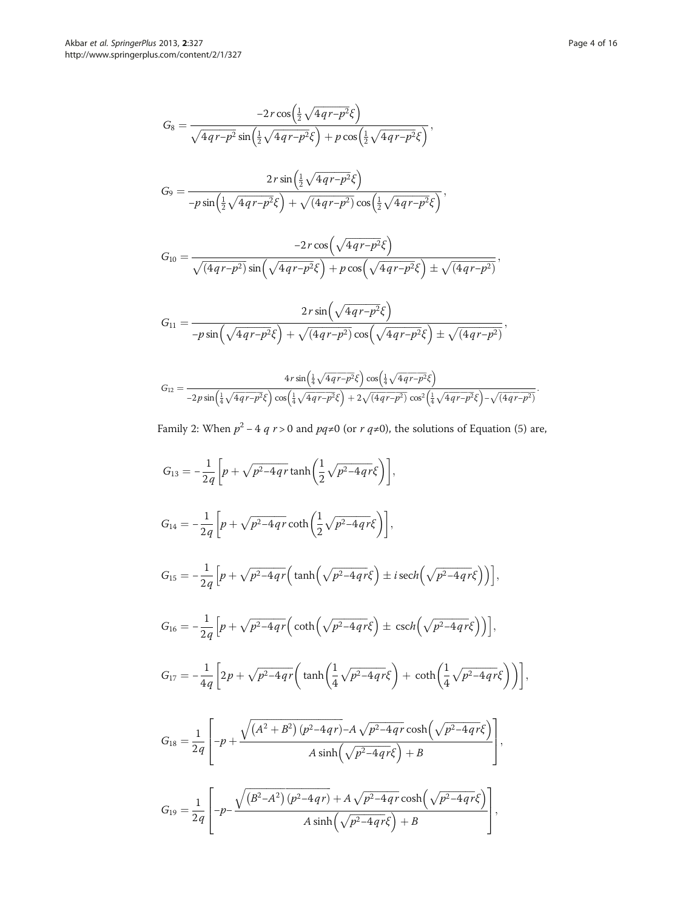$$G_8 = \frac{-2r\cos\left(\frac{1}{2}\sqrt{4qr-p^2}\xi\right)}{\sqrt{4qr-p^2}\sin\left(\frac{1}{2}\sqrt{4qr-p^2}\xi\right) + p\cos\left(\frac{1}{2}\sqrt{4qr-p^2}\xi\right)},$$

$$G_9 = \frac{2r\sin\left(\frac{1}{2}\sqrt{4qr-p^2}\xi\right)}{-p\sin\left(\frac{1}{2}\sqrt{4qr-p^2}\xi\right) + \sqrt{(4qr-p^2)}\cos\left(\frac{1}{2}\sqrt{4qr-p^2}\xi\right)},$$

$$G_{10} = \frac{-2r\cos\left(\sqrt{4qr-p^2}\xi\right)}{\sqrt{(4qr-p^2)}\sin\left(\sqrt{4qr-p^2}\xi\right) + p\cos\left(\sqrt{4qr-p^2}\xi\right) \pm \sqrt{(4qr-p^2)}},$$

$$G_{11} = \frac{2r\sin\left(\sqrt{4qr-p^2}\xi\right)}{-p\sin\left(\sqrt{4qr-p^2}\xi\right) + \sqrt{(4qr-p^2)}\cos\left(\sqrt{4qr-p^2}\xi\right) \pm \sqrt{(4qr-p^2)}},$$

$$G_{12} = \frac{4r\sin\left(\frac{1}{4}\sqrt{4qr-p^2}\xi\right)\cos\left(\frac{1}{4}\sqrt{4qr-p^2}\xi\right)}{-2p\sin\left(\frac{1}{4}\sqrt{4qr-p^2}\xi\right)\cos\left(\frac{1}{4}\sqrt{4qr-p^2}\xi\right) + 2\sqrt{(4qr-p^2)}\cos^2\left(\frac{1}{4}\sqrt{4qr-p^2}\xi\right) - \sqrt{(4qr-p^2)}}.$$

Family 2: When $p^2 - 4qr > 0$ and $pq \neq 0$ (or $rq \neq 0$), the solutions of Equation (5) are,

$$G_{13} = -\frac{1}{2q}\left[p + \sqrt{p^2-4qr}\tanh\left(\frac{1}{2}\sqrt{p^2-4qr}\xi\right)\right],$$

$$G_{14} = -\frac{1}{2q}\left[p + \sqrt{p^2-4qr}\coth\left(\frac{1}{2}\sqrt{p^2-4qr}\xi\right)\right],$$

$$G_{15} = -\frac{1}{2q}\left[p + \sqrt{p^2-4qr}\left(\tanh\left(\sqrt{p^2-4qr}\xi\right) \pm i\,\mathrm{sech}\left(\sqrt{p^2-4qr}\xi\right)\right)\right],$$

$$G_{16} = -\frac{1}{2q}\left[p + \sqrt{p^2-4qr}\left(\coth\left(\sqrt{p^2-4qr}\xi\right) \pm \mathrm{csch}\left(\sqrt{p^2-4qr}\xi\right)\right)\right],$$

$$G_{17} = -\frac{1}{4q}\left[2p + \sqrt{p^2-4qr}\left(\tanh\left(\frac{1}{4}\sqrt{p^2-4qr}\xi\right) + \coth\left(\frac{1}{4}\sqrt{p^2-4qr}\xi\right)\right)\right],$$

$$G_{18} = \frac{1}{2q}\left[-p + \frac{\sqrt{(A^2+B^2)(p^2-4qr)} - A\sqrt{p^2-4qr}\cosh\left(\sqrt{p^2-4qr}\xi\right)}{A\sinh\left(\sqrt{p^2-4qr}\xi\right) + B}\right],$$

$$G_{19} = \frac{1}{2q}\left[-p - \frac{\sqrt{(B^2-A^2)(p^2-4qr)} + A\sqrt{p^2-4qr}\cosh\left(\sqrt{p^2-4qr}\xi\right)}{A\sinh\left(\sqrt{p^2-4qr}\xi\right) + B}\right],$$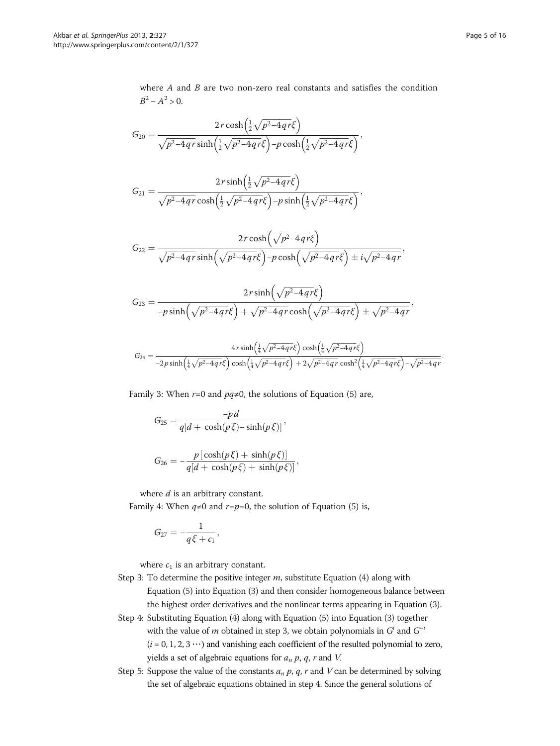where $A$ and $B$ are two non-zero real constants and satisfies the condition $B^2 - A^2 > 0$.

$$G_{20} = \frac{2r\cosh\left(\frac{1}{2}\sqrt{p^2-4qr}\xi\right)}{\sqrt{p^2-4qr}\sinh\left(\frac{1}{2}\sqrt{p^2-4qr}\xi\right) - p\cosh\left(\frac{1}{2}\sqrt{p^2-4qr}\xi\right)},$$

$$G_{21} = \frac{2r\sinh\left(\frac{1}{2}\sqrt{p^2-4qr}\xi\right)}{\sqrt{p^2-4qr}\cosh\left(\frac{1}{2}\sqrt{p^2-4qr}\xi\right) - p\sinh\left(\frac{1}{2}\sqrt{p^2-4qr}\xi\right)},$$

$$G_{22} = \frac{2r\cosh\left(\sqrt{p^2-4qr}\xi\right)}{\sqrt{p^2-4qr}\sinh\left(\sqrt{p^2-4qr}\xi\right) - p\cosh\left(\sqrt{p^2-4qr}\xi\right) \pm i\sqrt{p^2-4qr}},$$

$$G_{23} = \frac{2r\sinh\left(\sqrt{p^2-4qr}\xi\right)}{-p\sinh\left(\sqrt{p^2-4qr}\xi\right) + \sqrt{p^2-4qr}\cosh\left(\sqrt{p^2-4qr}\xi\right) \pm \sqrt{p^2-4qr}},$$

$$G_{24} = \frac{4r\sinh\left(\frac{1}{4}\sqrt{p^2-4qr}\xi\right)\cosh\left(\frac{1}{4}\sqrt{p^2-4qr}\xi\right)}{-2p\sinh\left(\frac{1}{4}\sqrt{p^2-4qr}\xi\right)\cosh\left(\frac{1}{4}\sqrt{p^2-4qr}\xi\right) + 2\sqrt{p^2-4qr}\cosh^2\left(\frac{1}{4}\sqrt{p^2-4qr}\xi\right) - \sqrt{p^2-4qr}}.$$

Family 3: When $r=0$ and $pq\neq 0$, the solutions of Equation (5) are,

$$G_{25} = \frac{-pd}{q[d + \cosh(p\xi) - \sinh(p\xi)]},$$

$$G_{26} = -\frac{p[\cosh(p\xi) + \sinh(p\xi)]}{q[d + \cosh(p\xi) + \sinh(p\xi)]},$$

where $d$ is an arbitrary constant.

Family 4: When $q\neq 0$ and $r=p=0$, the solution of Equation (5) is,

$$G_{27} = -\frac{1}{q\xi + c_1},$$

where $c_1$ is an arbitrary constant.

Step 3: To determine the positive integer $m$, substitute Equation (4) along with Equation (5) into Equation (3) and then consider homogeneous balance between the highest order derivatives and the nonlinear terms appearing in Equation (3).

Step 4: Substituting Equation (4) along with Equation (5) into Equation (3) together with the value of $m$ obtained in step 3, we obtain polynomials in $G^i$ and $G^{-i}$ $(i = 0, 1, 2, 3 \cdots)$ and vanishing each coefficient of the resulted polynomial to zero, yields a set of algebraic equations for $a_n$ $p$, $q$, $r$ and $V$.

Step 5: Suppose the value of the constants $a_n$ $p$, $q$, $r$ and $V$ can be determined by solving the set of algebraic equations obtained in step 4. Since the general solutions of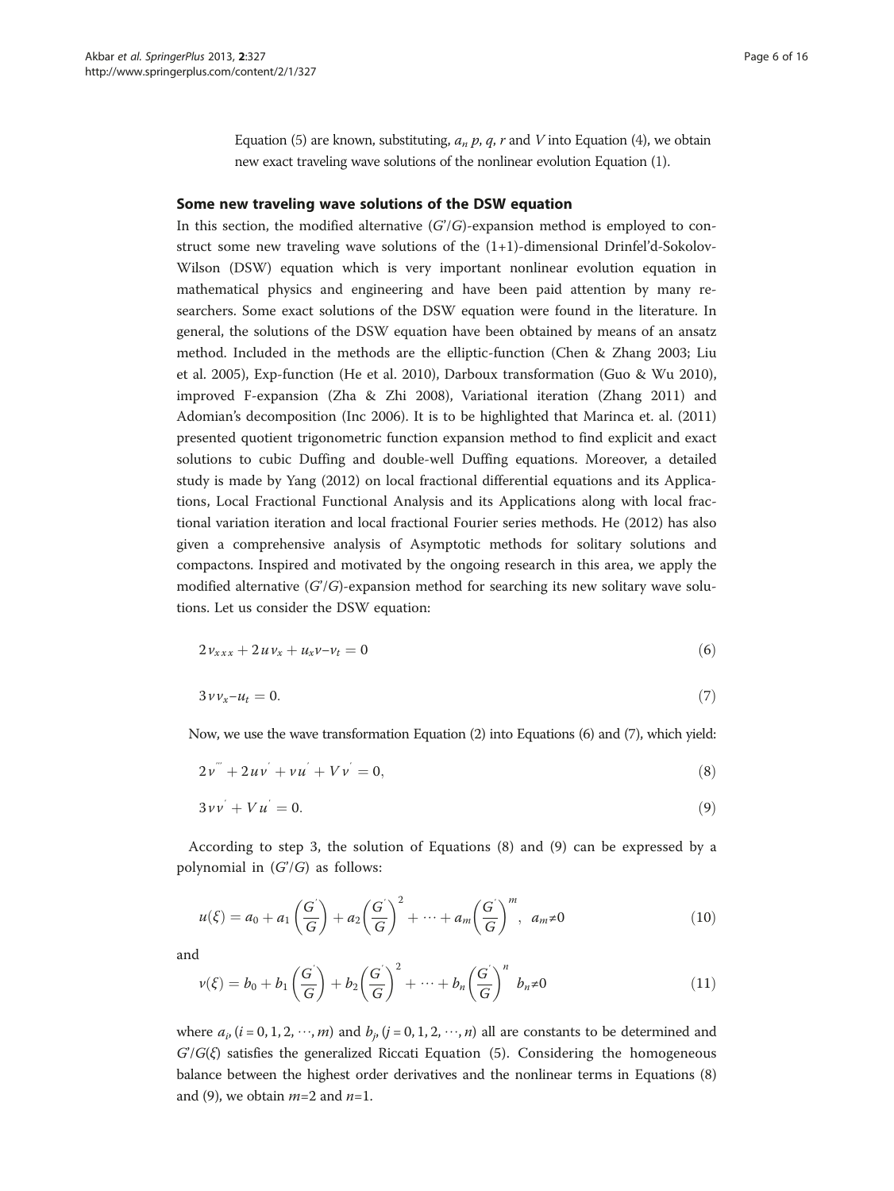Equation (5) are known, substituting, $a_n$ $p$, $q$, $r$ and $V$ into Equation (4), we obtain new exact traveling wave solutions of the nonlinear evolution Equation (1).

## Some new traveling wave solutions of the DSW equation

In this section, the modified alternative (G'/G)-expansion method is employed to construct some new traveling wave solutions of the (1+1)-dimensional Drinfel'd-Sokolov-Wilson (DSW) equation which is very important nonlinear evolution equation in mathematical physics and engineering and have been paid attention by many researchers. Some exact solutions of the DSW equation were found in the literature. In general, the solutions of the DSW equation have been obtained by means of an ansatz method. Included in the methods are the elliptic-function (Chen & Zhang 2003; Liu et al. 2005), Exp-function (He et al. 2010), Darboux transformation (Guo & Wu 2010), improved F-expansion (Zha & Zhi 2008), Variational iteration (Zhang 2011) and Adomian's decomposition (Inc 2006). It is to be highlighted that Marinca et. al. (2011) presented quotient trigonometric function expansion method to find explicit and exact solutions to cubic Duffing and double-well Duffing equations. Moreover, a detailed study is made by Yang (2012) on local fractional differential equations and its Applications, Local Fractional Functional Analysis and its Applications along with local fractional variation iteration and local fractional Fourier series methods. He (2012) has also given a comprehensive analysis of Asymptotic methods for solitary solutions and compactons. Inspired and motivated by the ongoing research in this area, we apply the modified alternative (G'/G)-expansion method for searching its new solitary wave solutions. Let us consider the DSW equation:

$$2v_{xxx} + 2uv_x + u_x v - v_t = 0 \tag{6}$$

$$3vv_x - u_t = 0. \tag{7}$$

Now, we use the wave transformation Equation (2) into Equations (6) and (7), which yield:

$$2v''' + 2uv' + vu' + Vv' = 0, \tag{8}$$

$$3vv' + Vu' = 0. \tag{9}$$

According to step 3, the solution of Equations (8) and (9) can be expressed by a polynomial in (G'/G) as follows:

$$u(\xi) = a_0 + a_1\left(\frac{G'}{G}\right) + a_2\left(\frac{G'}{G}\right)^2 + \cdots + a_m\left(\frac{G'}{G}\right)^m, \;\; a_m \neq 0 \tag{10}$$

and

$$v(\xi) = b_0 + b_1\left(\frac{G'}{G}\right) + b_2\left(\frac{G'}{G}\right)^2 + \cdots + b_n\left(\frac{G'}{G}\right)^n \;\; b_n \neq 0 \tag{11}$$

where $a_i$, $(i = 0, 1, 2, \cdots, m)$ and $b_j$, $(j = 0, 1, 2, \cdots, n)$ all are constants to be determined and $G'/G(\xi)$ satisfies the generalized Riccati Equation (5). Considering the homogeneous balance between the highest order derivatives and the nonlinear terms in Equations (8) and (9), we obtain $m$=2 and $n$=1.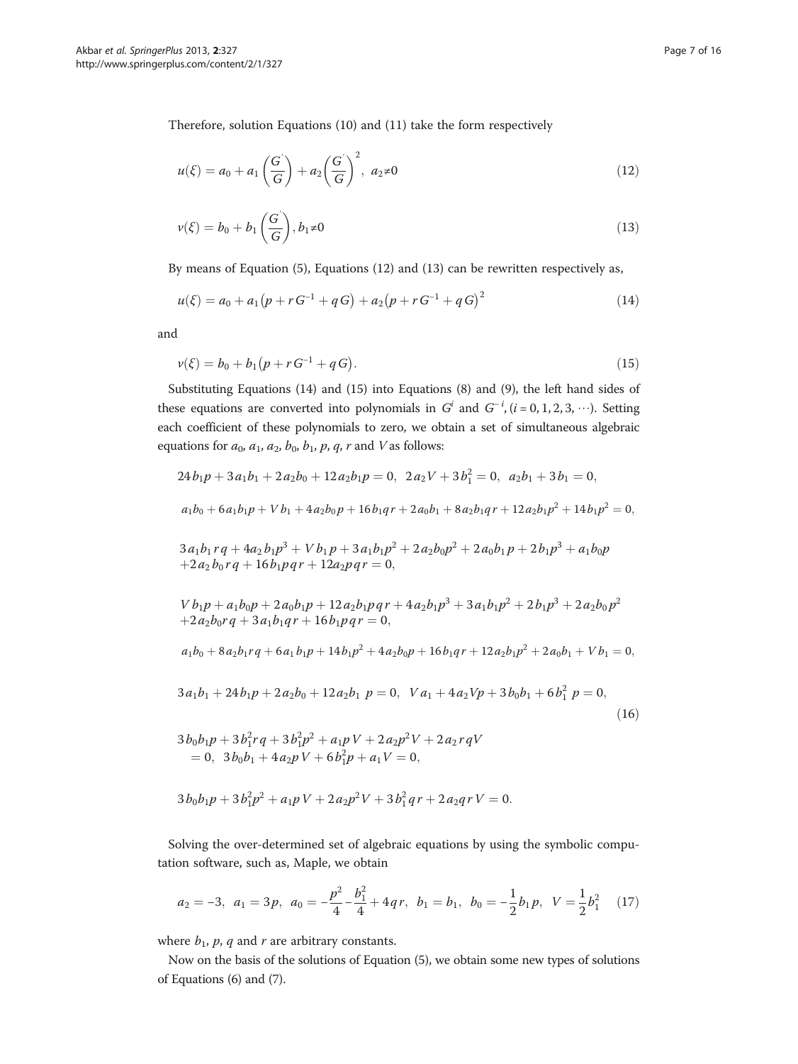Therefore, solution Equations (10) and (11) take the form respectively

$$u(\xi) = a_0 + a_1\left(\frac{G'}{G}\right) + a_2\left(\frac{G'}{G}\right)^2,\ a_2 \neq 0 \tag{12}$$

$$v(\xi) = b_0 + b_1\left(\frac{G'}{G}\right), b_1 \neq 0 \tag{13}$$

By means of Equation (5), Equations (12) and (13) can be rewritten respectively as,

$$u(\xi) = a_0 + a_1\left(p + r\,G^{-1} + q\,G\right) + a_2\left(p + r\,G^{-1} + q\,G\right)^2 \tag{14}$$

and

$$v(\xi) = b_0 + b_1\left(p + r\,G^{-1} + q\,G\right). \tag{15}$$

Substituting Equations (14) and (15) into Equations (8) and (9), the left hand sides of these equations are converted into polynomials in $G^i$ and $G^{-i}$, $(i = 0, 1, 2, 3, \cdots)$. Setting each coefficient of these polynomials to zero, we obtain a set of simultaneous algebraic equations for $a_0$, $a_1$, $a_2$, $b_0$, $b_1$, $p$, $q$, $r$ and $V$ as follows:

$$\begin{aligned}
&24\,b_1 p + 3\,a_1 b_1 + 2\,a_2 b_0 + 12\,a_2 b_1 p = 0,\ \ 2\,a_2 V + 3\,b_1^2 = 0,\ \ a_2 b_1 + 3\,b_1 = 0,\\
&a_1 b_0 + 6\,a_1 b_1 p + V\,b_1 + 4\,a_2 b_0 p + 16\,b_1 q\,r + 2\,a_0 b_1 + 8\,a_2 b_1 q\,r + 12\,a_2 b_1 p^2 + 14\,b_1 p^2 = 0,\\
&3\,a_1 b_1\,r\,q + 4a_2\,b_1 p^3 + V\,b_1\,p + 3\,a_1 b_1 p^2 + 2\,a_2 b_0 p^2 + 2\,a_0 b_1\,p + 2\,b_1 p^3 + a_1 b_0 p\\
&\quad + 2\,a_2\,b_0\,r\,q + 16\,b_1 p\,q\,r + 12\,a_2 p\,q\,r = 0,\\
&V\,b_1 p + a_1 b_0 p + 2\,a_0 b_1 p + 12\,a_2 b_1 p\,q\,r + 4\,a_2 b_1 p^3 + 3\,a_1 b_1 p^2 + 2\,b_1 p^3 + 2\,a_2 b_0\,p^2\\
&\quad + 2\,a_2 b_0 r\,q + 3\,a_1 b_1 q\,r + 16\,b_1 p\,q\,r = 0,\\
&a_1 b_0 + 8\,a_2 b_1 r\,q + 6\,a_1\,b_1 p + 14\,b_1 p^2 + 4\,a_2 b_0 p + 16\,b_1 q\,r + 12\,a_2 b_1 p^2 + 2\,a_0 b_1 + V\,b_1 = 0,\\
&3\,a_1 b_1 + 24\,b_1 p + 2\,a_2 b_0 + 12\,a_2 b_1\ p = 0,\ \ V\,a_1 + 4\,a_2 V p + 3\,b_0 b_1 + 6\,b_1^2\ p = 0,\\
&3\,b_0 b_1 p + 3\,b_1^2 r\,q + 3\,b_1^2 p^2 + a_1 p\,V + 2\,a_2 p^2 V + 2\,a_2\,r\,q V\\
&\quad = 0,\ \ 3\,b_0 b_1 + 4\,a_2 p\,V + 6\,b_1^2 p + a_1 V = 0,\\
&3\,b_0 b_1 p + 3\,b_1^2 p^2 + a_1 p\,V + 2\,a_2 p^2 V + 3\,b_1^2\,q\,r + 2\,a_2 q\,r\,V = 0.
\end{aligned} \tag{16}$$

Solving the over-determined set of algebraic equations by using the symbolic computation software, such as, Maple, we obtain

$$a_2 = -3,\ \ a_1 = 3\,p,\ \ a_0 = -\frac{p^2}{4} - \frac{b_1^2}{4} + 4\,q\,r,\ \ b_1 = b_1,\ \ b_0 = -\frac{1}{2}\,b_1\,p,\ \ V = \frac{1}{2}\,b_1^2 \tag{17}$$

where $b_1$, $p$, $q$ and $r$ are arbitrary constants.

Now on the basis of the solutions of Equation (5), we obtain some new types of solutions of Equations (6) and (7).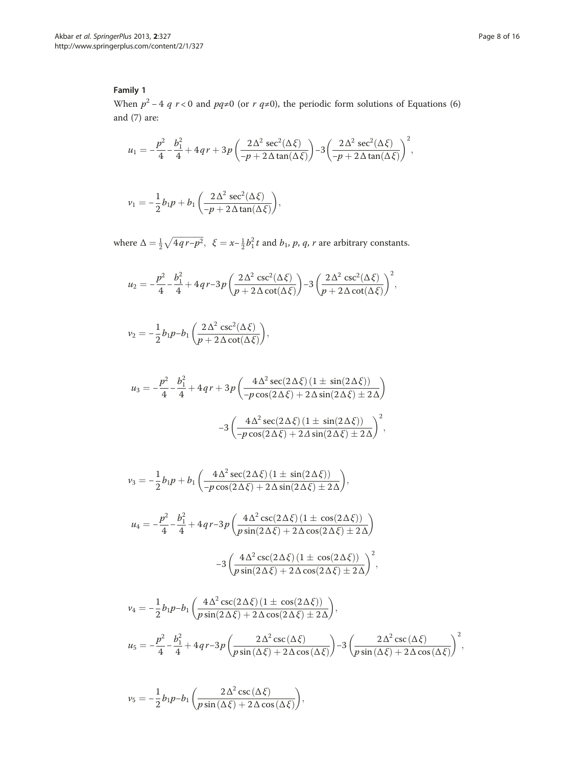### Family 1

When $p^2 - 4\,q\,r < 0$ and $pq \neq 0$ (or $r\,q \neq 0$), the periodic form solutions of Equations (6) and (7) are:

$$u_1 = -\frac{p^2}{4} - \frac{b_1^2}{4} + 4qr + 3p\left(\frac{2\Delta^2\sec^2(\Delta\xi)}{-p + 2\Delta\tan(\Delta\xi)}\right) - 3\left(\frac{2\Delta^2\sec^2(\Delta\xi)}{-p + 2\Delta\tan(\Delta\xi)}\right)^2,$$

$$v_1 = -\frac{1}{2}b_1 p + b_1\left(\frac{2\Delta^2\sec^2(\Delta\xi)}{-p + 2\Delta\tan(\Delta\xi)}\right),$$

where $\Delta = \frac{1}{2}\sqrt{4qr - p^2}$, $\xi = x - \frac{1}{2}b_1^2 t$ and $b_1$, $p$, $q$, $r$ are arbitrary constants.

$$u_2 = -\frac{p^2}{4} - \frac{b_1^2}{4} + 4qr - 3p\left(\frac{2\Delta^2\csc^2(\Delta\xi)}{p + 2\Delta\cot(\Delta\xi)}\right) - 3\left(\frac{2\Delta^2\csc^2(\Delta\xi)}{p + 2\Delta\cot(\Delta\xi)}\right)^2,$$

$$v_2 = -\frac{1}{2}b_1 p - b_1\left(\frac{2\Delta^2\csc^2(\Delta\xi)}{p + 2\Delta\cot(\Delta\xi)}\right),$$

$$u_3 = -\frac{p^2}{4} - \frac{b_1^2}{4} + 4qr + 3p\left(\frac{4\Delta^2\sec(2\Delta\xi)(1 \pm \sin(2\Delta\xi))}{-p\cos(2\Delta\xi) + 2\Delta\sin(2\Delta\xi) \pm 2\Delta}\right) - 3\left(\frac{4\Delta^2\sec(2\Delta\xi)(1 \pm \sin(2\Delta\xi))}{-p\cos(2\Delta\xi) + 2\Delta\sin(2\Delta\xi) \pm 2\Delta}\right)^2,$$

$$v_3 = -\frac{1}{2}b_1 p + b_1\left(\frac{4\Delta^2\sec(2\Delta\xi)(1 \pm \sin(2\Delta\xi))}{-p\cos(2\Delta\xi) + 2\Delta\sin(2\Delta\xi) \pm 2\Delta}\right),$$

$$u_4 = -\frac{p^2}{4} - \frac{b_1^2}{4} + 4qr - 3p\left(\frac{4\Delta^2\csc(2\Delta\xi)(1 \pm \cos(2\Delta\xi))}{p\sin(2\Delta\xi) + 2\Delta\cos(2\Delta\xi) \pm 2\Delta}\right) - 3\left(\frac{4\Delta^2\csc(2\Delta\xi)(1 \pm \cos(2\Delta\xi))}{p\sin(2\Delta\xi) + 2\Delta\cos(2\Delta\xi) \pm 2\Delta}\right)^2,$$

$$v_4 = -\frac{1}{2}b_1 p - b_1\left(\frac{4\Delta^2\csc(2\Delta\xi)(1 \pm \cos(2\Delta\xi))}{p\sin(2\Delta\xi) + 2\Delta\cos(2\Delta\xi) \pm 2\Delta}\right),$$

$$u_5 = -\frac{p^2}{4} - \frac{b_1^2}{4} + 4qr - 3p\left(\frac{2\Delta^2\csc(\Delta\xi)}{p\sin(\Delta\xi) + 2\Delta\cos(\Delta\xi)}\right) - 3\left(\frac{2\Delta^2\csc(\Delta\xi)}{p\sin(\Delta\xi) + 2\Delta\cos(\Delta\xi)}\right)^2,$$

$$v_5 = -\frac{1}{2}b_1 p - b_1\left(\frac{2\Delta^2\csc(\Delta\xi)}{p\sin(\Delta\xi) + 2\Delta\cos(\Delta\xi)}\right),$$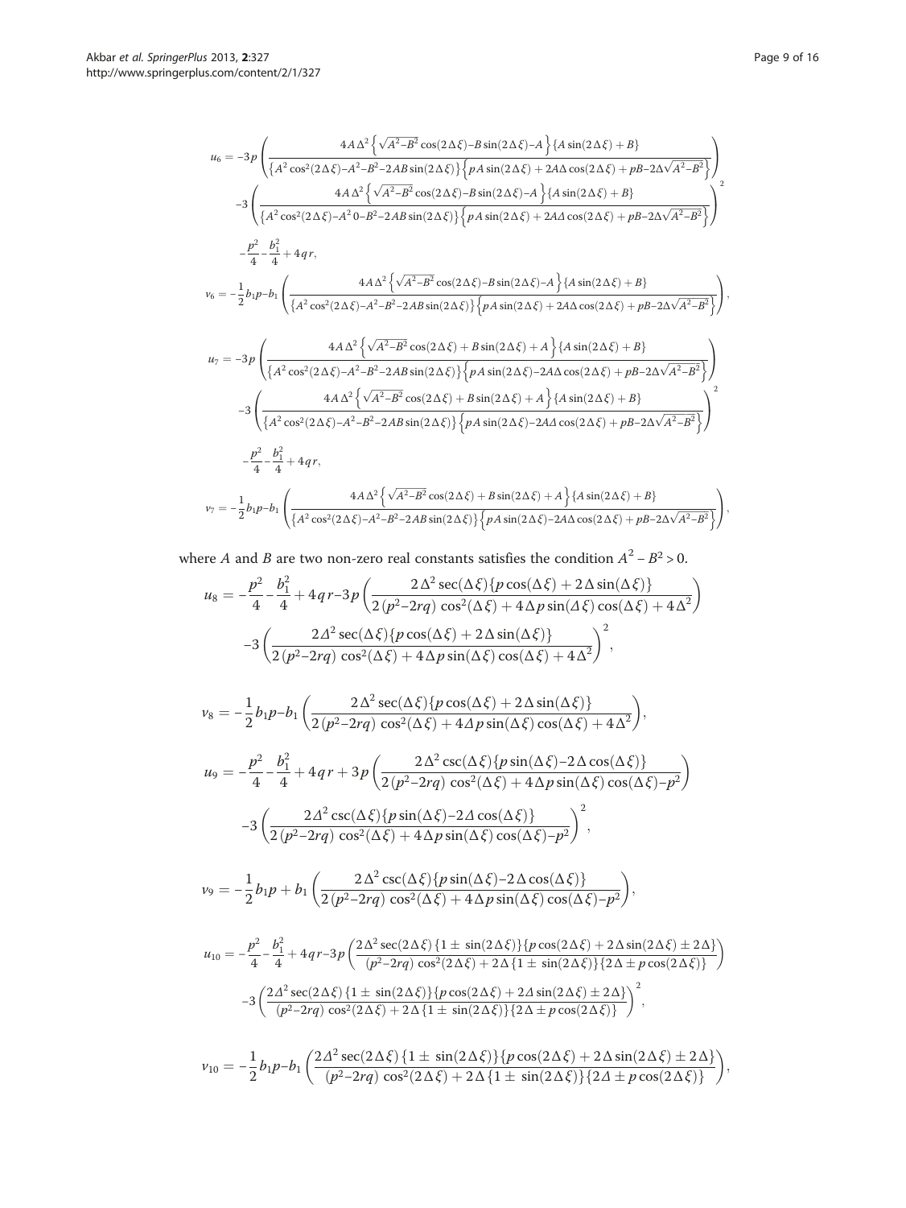$$u_6 = -3p\left(\frac{4A\Delta^2\left\{\sqrt{A^2-B^2}\cos(2\Delta\xi)-B\sin(2\Delta\xi)-A\right\}\{A\sin(2\Delta\xi)+B\}}{\{A^2\cos^2(2\Delta\xi)-A^2-B^2-2AB\sin(2\Delta\xi)\}\left\{pA\sin(2\Delta\xi)+2A\Delta\cos(2\Delta\xi)+pB-2\Delta\sqrt{A^2-B^2}\right\}}\right)$$
$$-3\left(\frac{4A\Delta^2\left\{\sqrt{A^2-B^2}\cos(2\Delta\xi)-B\sin(2\Delta\xi)-A\right\}\{A\sin(2\Delta\xi)+B\}}{\{A^2\cos^2(2\Delta\xi)-A^2 0-B^2-2AB\sin(2\Delta\xi)\}\left\{pA\sin(2\Delta\xi)+2A\Delta\cos(2\Delta\xi)+pB-2\Delta\sqrt{A^2-B^2}\right\}}\right)^2$$
$$-\frac{p^2}{4}-\frac{b_1^2}{4}+4qr,$$

$$v_6 = -\frac{1}{2}b_1p-b_1\left(\frac{4A\Delta^2\left\{\sqrt{A^2-B^2}\cos(2\Delta\xi)-B\sin(2\Delta\xi)-A\right\}\{A\sin(2\Delta\xi)+B\}}{\{A^2\cos^2(2\Delta\xi)-A^2-B^2-2AB\sin(2\Delta\xi)\}\left\{pA\sin(2\Delta\xi)+2A\Delta\cos(2\Delta\xi)+pB-2\Delta\sqrt{A^2-B^2}\right\}}\right),$$

$$u_7 = -3p\left(\frac{4A\Delta^2\left\{\sqrt{A^2-B^2}\cos(2\Delta\xi)+B\sin(2\Delta\xi)+A\right\}\{A\sin(2\Delta\xi)+B\}}{\{A^2\cos^2(2\Delta\xi)-A^2-B^2-2AB\sin(2\Delta\xi)\}\left\{pA\sin(2\Delta\xi)-2A\Delta\cos(2\Delta\xi)+pB-2\Delta\sqrt{A^2-B^2}\right\}}\right)$$
$$-3\left(\frac{4A\Delta^2\left\{\sqrt{A^2-B^2}\cos(2\Delta\xi)+B\sin(2\Delta\xi)+A\right\}\{A\sin(2\Delta\xi)+B\}}{\{A^2\cos^2(2\Delta\xi)-A^2-B^2-2AB\sin(2\Delta\xi)\}\left\{pA\sin(2\Delta\xi)-2A\Delta\cos(2\Delta\xi)+pB-2\Delta\sqrt{A^2-B^2}\right\}}\right)^2$$
$$-\frac{p^2}{4}-\frac{b_1^2}{4}+4qr,$$

$$v_7 = -\frac{1}{2}b_1p-b_1\left(\frac{4A\Delta^2\left\{\sqrt{A^2-B^2}\cos(2\Delta\xi)+B\sin(2\Delta\xi)+A\right\}\{A\sin(2\Delta\xi)+B\}}{\{A^2\cos^2(2\Delta\xi)-A^2-B^2-2AB\sin(2\Delta\xi)\}\left\{pA\sin(2\Delta\xi)-2A\Delta\cos(2\Delta\xi)+pB-2\Delta\sqrt{A^2-B^2}\right\}}\right),$$

where $A$ and $B$ are two non-zero real constants satisfies the condition $A^2 - B^2 > 0$.

$$u_8 = -\frac{p^2}{4}-\frac{b_1^2}{4}+4qr-3p\left(\frac{2\Delta^2\sec(\Delta\xi)\{p\cos(\Delta\xi)+2\Delta\sin(\Delta\xi)\}}{2(p^2-2rq)\cos^2(\Delta\xi)+4\Delta p\sin(\Delta\xi)\cos(\Delta\xi)+4\Delta^2}\right)$$
$$-3\left(\frac{2\Delta^2\sec(\Delta\xi)\{p\cos(\Delta\xi)+2\Delta\sin(\Delta\xi)\}}{2(p^2-2rq)\cos^2(\Delta\xi)+4\Delta p\sin(\Delta\xi)\cos(\Delta\xi)+4\Delta^2}\right)^2,$$

$$v_8 = -\frac{1}{2}b_1p-b_1\left(\frac{2\Delta^2\sec(\Delta\xi)\{p\cos(\Delta\xi)+2\Delta\sin(\Delta\xi)\}}{2(p^2-2rq)\cos^2(\Delta\xi)+4\Delta p\sin(\Delta\xi)\cos(\Delta\xi)+4\Delta^2}\right),$$

$$u_9 = -\frac{p^2}{4}-\frac{b_1^2}{4}+4qr+3p\left(\frac{2\Delta^2\csc(\Delta\xi)\{p\sin(\Delta\xi)-2\Delta\cos(\Delta\xi)\}}{2(p^2-2rq)\cos^2(\Delta\xi)+4\Delta p\sin(\Delta\xi)\cos(\Delta\xi)-p^2}\right)$$
$$-3\left(\frac{2\Delta^2\csc(\Delta\xi)\{p\sin(\Delta\xi)-2\Delta\cos(\Delta\xi)\}}{2(p^2-2rq)\cos^2(\Delta\xi)+4\Delta p\sin(\Delta\xi)\cos(\Delta\xi)-p^2}\right)^2,$$

$$v_9 = -\frac{1}{2}b_1p+b_1\left(\frac{2\Delta^2\csc(\Delta\xi)\{p\sin(\Delta\xi)-2\Delta\cos(\Delta\xi)\}}{2(p^2-2rq)\cos^2(\Delta\xi)+4\Delta p\sin(\Delta\xi)\cos(\Delta\xi)-p^2}\right),$$

$$u_{10} = -\frac{p^2}{4}-\frac{b_1^2}{4}+4qr-3p\left(\frac{2\Delta^2\sec(2\Delta\xi)\{1\pm\sin(2\Delta\xi)\}\{p\cos(2\Delta\xi)+2\Delta\sin(2\Delta\xi)\pm2\Delta\}}{(p^2-2rq)\cos^2(2\Delta\xi)+2\Delta\{1\pm\sin(2\Delta\xi)\}\{2\Delta\pm p\cos(2\Delta\xi)\}}\right)$$
$$-3\left(\frac{2\Delta^2\sec(2\Delta\xi)\{1\pm\sin(2\Delta\xi)\}\{p\cos(2\Delta\xi)+2\Delta\sin(2\Delta\xi)\pm2\Delta\}}{(p^2-2rq)\cos^2(2\Delta\xi)+2\Delta\{1\pm\sin(2\Delta\xi)\}\{2\Delta\pm p\cos(2\Delta\xi)\}}\right)^2,$$

$$v_{10} = -\frac{1}{2}b_1p-b_1\left(\frac{2\Delta^2\sec(2\Delta\xi)\{1\pm\sin(2\Delta\xi)\}\{p\cos(2\Delta\xi)+2\Delta\sin(2\Delta\xi)\pm2\Delta\}}{(p^2-2rq)\cos^2(2\Delta\xi)+2\Delta\{1\pm\sin(2\Delta\xi)\}\{2\Delta\pm p\cos(2\Delta\xi)\}}\right),$$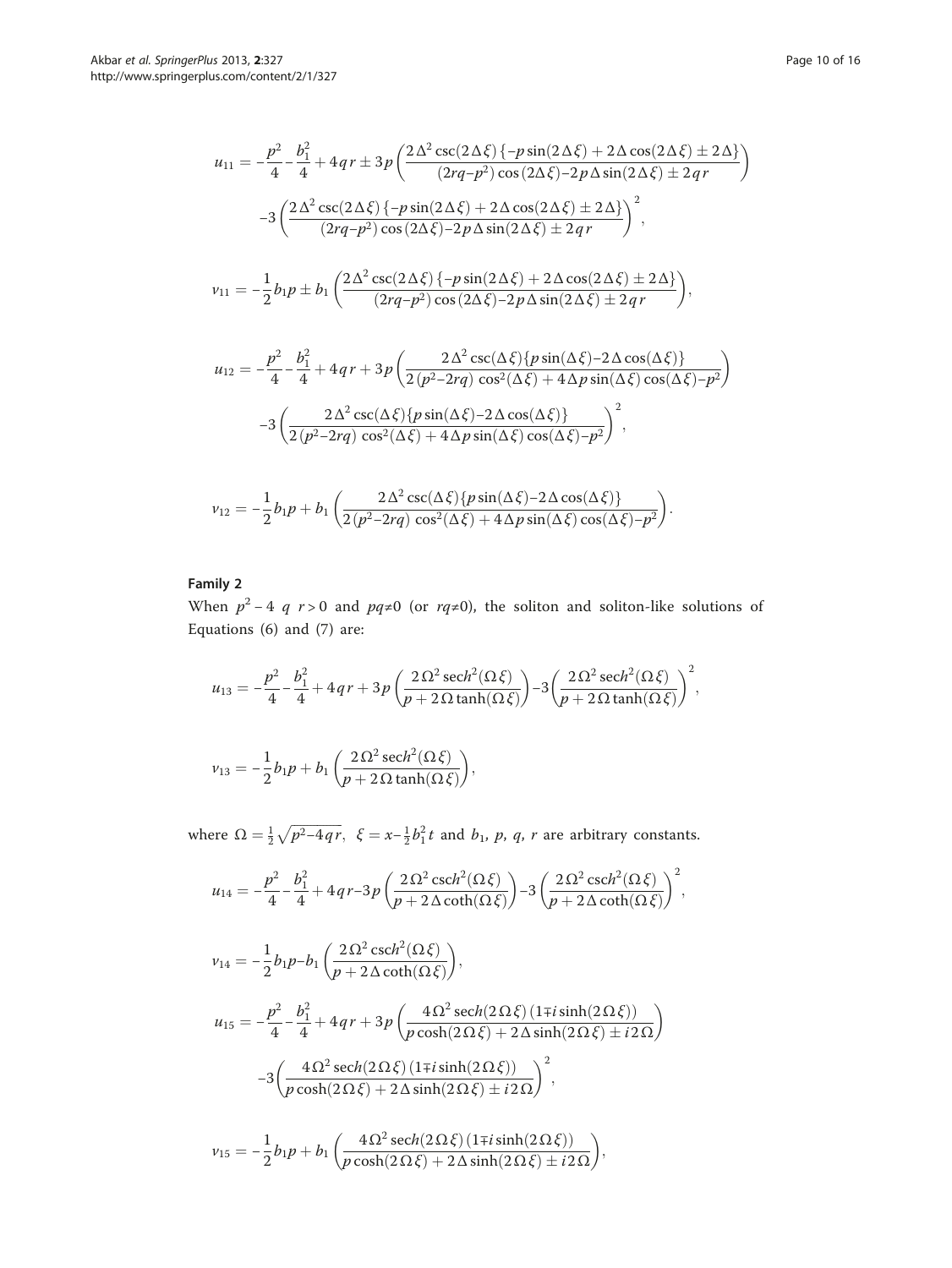$$u_{11} = -\frac{p^2}{4} - \frac{b_1^2}{4} + 4qr \pm 3p\left(\frac{2\Delta^2 \csc(2\Delta\xi)\{-p\sin(2\Delta\xi) + 2\Delta\cos(2\Delta\xi) \pm 2\Delta\}}{(2rq - p^2)\cos(2\Delta\xi) - 2p\Delta\sin(2\Delta\xi) \pm 2qr}\right)$$
$$-3\left(\frac{2\Delta^2 \csc(2\Delta\xi)\{-p\sin(2\Delta\xi) + 2\Delta\cos(2\Delta\xi) \pm 2\Delta\}}{(2rq - p^2)\cos(2\Delta\xi) - 2p\Delta\sin(2\Delta\xi) \pm 2qr}\right)^2,$$

$$v_{11} = -\frac{1}{2}b_1 p \pm b_1\left(\frac{2\Delta^2 \csc(2\Delta\xi)\{-p\sin(2\Delta\xi) + 2\Delta\cos(2\Delta\xi) \pm 2\Delta\}}{(2rq - p^2)\cos(2\Delta\xi) - 2p\Delta\sin(2\Delta\xi) \pm 2qr}\right),$$

$$u_{12} = -\frac{p^2}{4} - \frac{b_1^2}{4} + 4qr + 3p\left(\frac{2\Delta^2 \csc(\Delta\xi)\{p\sin(\Delta\xi) - 2\Delta\cos(\Delta\xi)\}}{2(p^2 - 2rq)\cos^2(\Delta\xi) + 4\Delta p\sin(\Delta\xi)\cos(\Delta\xi) - p^2}\right)$$
$$-3\left(\frac{2\Delta^2 \csc(\Delta\xi)\{p\sin(\Delta\xi) - 2\Delta\cos(\Delta\xi)\}}{2(p^2 - 2rq)\cos^2(\Delta\xi) + 4\Delta p\sin(\Delta\xi)\cos(\Delta\xi) - p^2}\right)^2,$$

$$v_{12} = -\frac{1}{2}b_1 p + b_1\left(\frac{2\Delta^2 \csc(\Delta\xi)\{p\sin(\Delta\xi) - 2\Delta\cos(\Delta\xi)\}}{2(p^2 - 2rq)\cos^2(\Delta\xi) + 4\Delta p\sin(\Delta\xi)\cos(\Delta\xi) - p^2}\right).$$

### Family 2

When $p^2 - 4\ q\ r > 0$ and $pq \neq 0$ (or $rq \neq 0$), the soliton and soliton-like solutions of Equations (6) and (7) are:

$$u_{13} = -\frac{p^2}{4} - \frac{b_1^2}{4} + 4qr + 3p\left(\frac{2\Omega^2 \operatorname{sech}^2(\Omega\xi)}{p + 2\Omega\tanh(\Omega\xi)}\right) - 3\left(\frac{2\Omega^2 \operatorname{sech}^2(\Omega\xi)}{p + 2\Omega\tanh(\Omega\xi)}\right)^2,$$

$$v_{13} = -\frac{1}{2}b_1 p + b_1\left(\frac{2\Omega^2 \operatorname{sech}^2(\Omega\xi)}{p + 2\Omega\tanh(\Omega\xi)}\right),$$

where $\Omega = \frac{1}{2}\sqrt{p^2 - 4qr}$, $\xi = x - \frac{1}{2}b_1^2 t$ and $b_1$, $p$, $q$, $r$ are arbitrary constants.

$$u_{14} = -\frac{p^2}{4} - \frac{b_1^2}{4} + 4qr - 3p\left(\frac{2\Omega^2 \operatorname{csch}^2(\Omega\xi)}{p + 2\Delta\coth(\Omega\xi)}\right) - 3\left(\frac{2\Omega^2 \operatorname{csch}^2(\Omega\xi)}{p + 2\Delta\coth(\Omega\xi)}\right)^2,$$

$$v_{14} = -\frac{1}{2}b_1 p - b_1\left(\frac{2\Omega^2 \operatorname{csch}^2(\Omega\xi)}{p + 2\Delta\coth(\Omega\xi)}\right),$$

$$u_{15} = -\frac{p^2}{4} - \frac{b_1^2}{4} + 4qr + 3p\left(\frac{4\Omega^2 \operatorname{sech}(2\Omega\xi)(1 \mp i\sinh(2\Omega\xi))}{p\cosh(2\Omega\xi) + 2\Delta\sinh(2\Omega\xi) \pm i2\Omega}\right)$$
$$-3\left(\frac{4\Omega^2 \operatorname{sech}(2\Omega\xi)(1 \mp i\sinh(2\Omega\xi))}{p\cosh(2\Omega\xi) + 2\Delta\sinh(2\Omega\xi) \pm i2\Omega}\right)^2,$$

$$v_{15} = -\frac{1}{2}b_1 p + b_1\left(\frac{4\Omega^2 \operatorname{sech}(2\Omega\xi)(1 \mp i\sinh(2\Omega\xi))}{p\cosh(2\Omega\xi) + 2\Delta\sinh(2\Omega\xi) \pm i2\Omega}\right),$$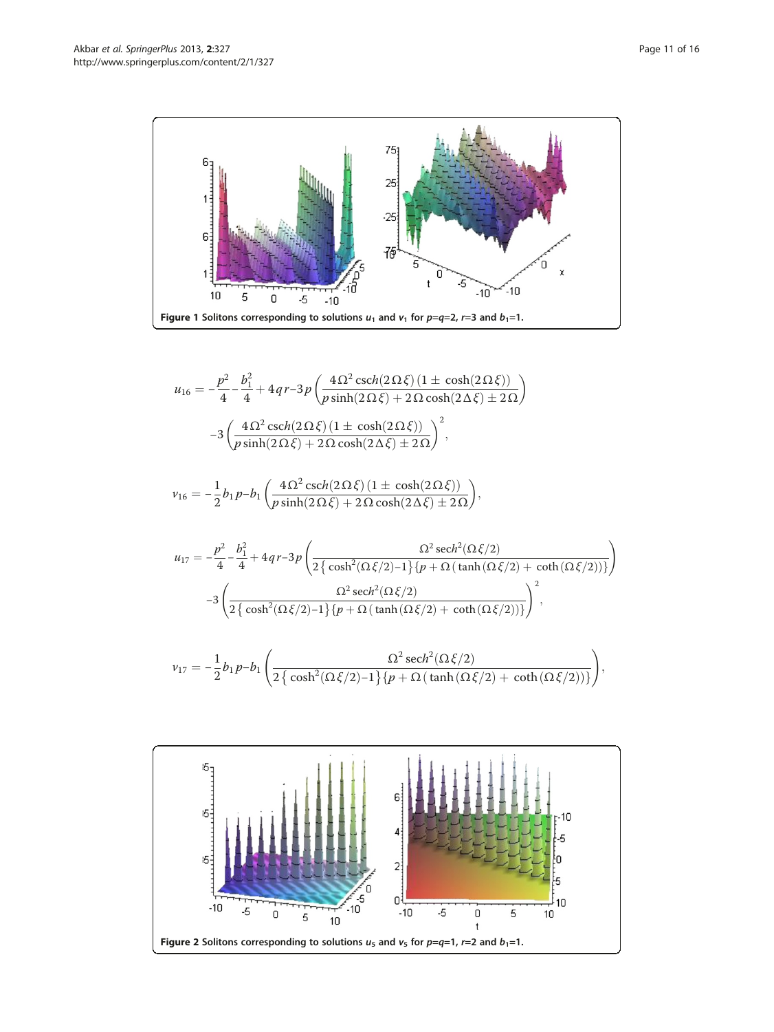Figure 1 Solitons corresponding to solutions $u_1$ and $v_1$ for $p$=$q$=2, $r$=3 and $b_1$=1.

$$u_{16} = -\frac{p^2}{4} - \frac{b_1^2}{4} + 4qr - 3p\left(\frac{4\Omega^2\,\mathrm{csch}(2\Omega\xi)\,(1\pm\cosh(2\Omega\xi))}{p\sinh(2\Omega\xi) + 2\Omega\cosh(2\Delta\xi) \pm 2\Omega}\right)$$
$$-3\left(\frac{4\Omega^2\,\mathrm{csch}(2\Omega\xi)\,(1\pm\cosh(2\Omega\xi))}{p\sinh(2\Omega\xi) + 2\Omega\cosh(2\Delta\xi) \pm 2\Omega}\right)^2,$$

$$v_{16} = -\frac{1}{2}b_1 p - b_1\left(\frac{4\Omega^2\,\mathrm{csch}(2\Omega\xi)\,(1\pm\cosh(2\Omega\xi))}{p\sinh(2\Omega\xi) + 2\Omega\cosh(2\Delta\xi) \pm 2\Omega}\right),$$

$$u_{17} = -\frac{p^2}{4} - \frac{b_1^2}{4} + 4qr - 3p\left(\frac{\Omega^2\,\mathrm{sech}^2(\Omega\xi/2)}{2\{\cosh^2(\Omega\xi/2) - 1\}\{p + \Omega(\tanh(\Omega\xi/2) + \coth(\Omega\xi/2))\}}\right)$$
$$-3\left(\frac{\Omega^2\,\mathrm{sech}^2(\Omega\xi/2)}{2\{\cosh^2(\Omega\xi/2) - 1\}\{p + \Omega(\tanh(\Omega\xi/2) + \coth(\Omega\xi/2))\}}\right)^2,$$

$$v_{17} = -\frac{1}{2}b_1 p - b_1\left(\frac{\Omega^2\,\mathrm{sech}^2(\Omega\xi/2)}{2\{\cosh^2(\Omega\xi/2) - 1\}\{p + \Omega(\tanh(\Omega\xi/2) + \coth(\Omega\xi/2))\}}\right),$$

Figure 2 Solitons corresponding to solutions $u_5$ and $v_5$ for $p$=$q$=1, $r$=2 and $b_1$=1.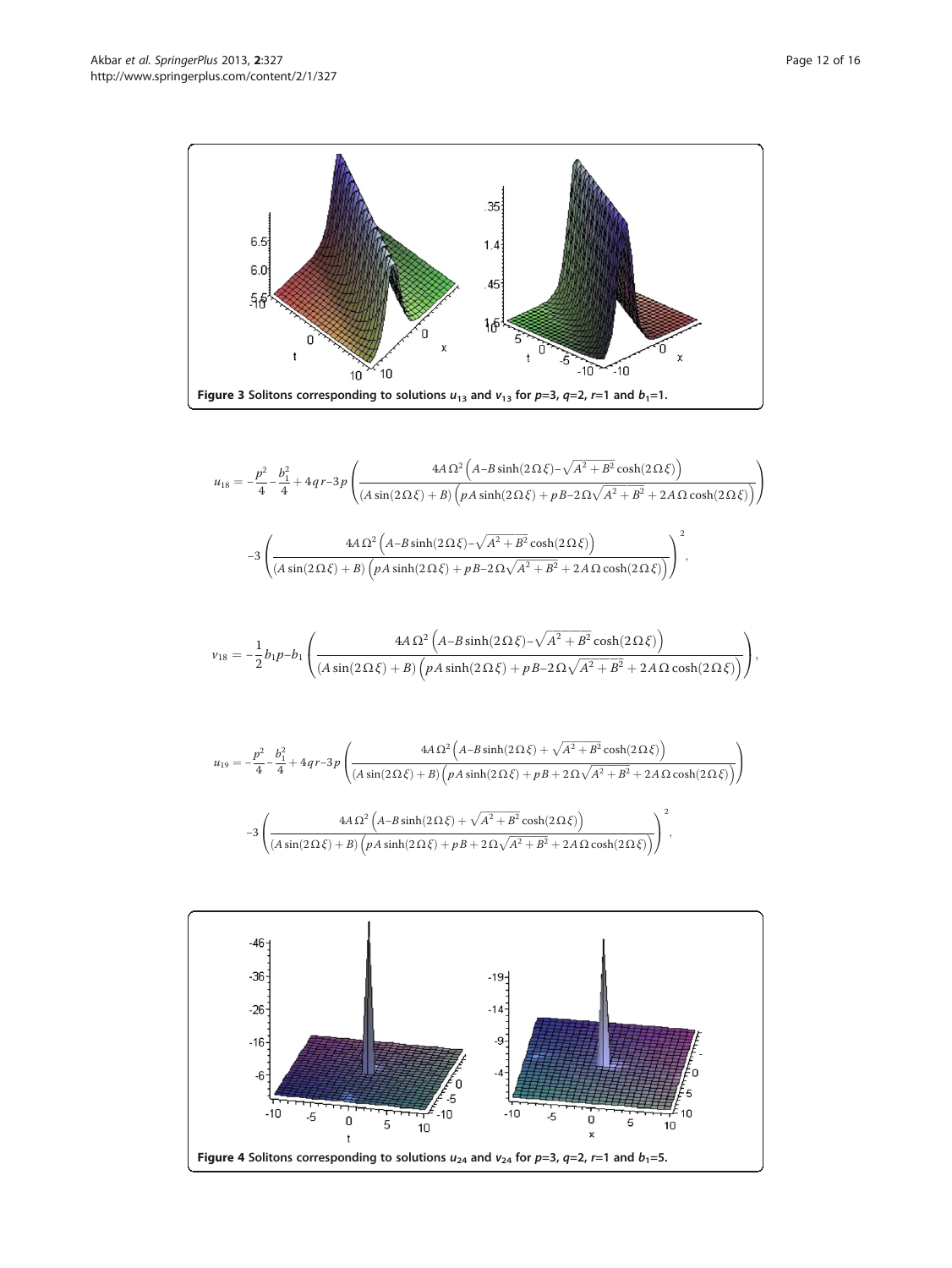Figure 3 Solitons corresponding to solutions $u_{13}$ and $v_{13}$ for $p=3$, $q=2$, $r=1$ and $b_1=1$.

$$u_{18} = -\frac{p^2}{4} - \frac{b_1^2}{4} + 4qr - 3p\left(\frac{4A\Omega^2\left(A - B\sinh(2\Omega\xi) - \sqrt{A^2+B^2}\cosh(2\Omega\xi)\right)}{(A\sin(2\Omega\xi)+B)\left(pA\sinh(2\Omega\xi)+pB - 2\Omega\sqrt{A^2+B^2} + 2A\Omega\cosh(2\Omega\xi)\right)}\right)$$

$$-3\left(\frac{4A\Omega^2\left(A - B\sinh(2\Omega\xi) - \sqrt{A^2+B^2}\cosh(2\Omega\xi)\right)}{(A\sin(2\Omega\xi)+B)\left(pA\sinh(2\Omega\xi)+pB - 2\Omega\sqrt{A^2+B^2} + 2A\Omega\cosh(2\Omega\xi)\right)}\right)^2,$$

$$v_{18} = -\frac{1}{2}b_1 p - b_1\left(\frac{4A\Omega^2\left(A - B\sinh(2\Omega\xi) - \sqrt{A^2+B^2}\cosh(2\Omega\xi)\right)}{(A\sin(2\Omega\xi)+B)\left(pA\sinh(2\Omega\xi)+pB - 2\Omega\sqrt{A^2+B^2} + 2A\Omega\cosh(2\Omega\xi)\right)}\right),$$

$$u_{19} = -\frac{p^2}{4} - \frac{b_1^2}{4} + 4qr - 3p\left(\frac{4A\Omega^2\left(A - B\sinh(2\Omega\xi) + \sqrt{A^2+B^2}\cosh(2\Omega\xi)\right)}{(A\sin(2\Omega\xi)+B)\left(pA\sinh(2\Omega\xi)+pB + 2\Omega\sqrt{A^2+B^2} + 2A\Omega\cosh(2\Omega\xi)\right)}\right)$$

$$-3\left(\frac{4A\Omega^2\left(A - B\sinh(2\Omega\xi) + \sqrt{A^2+B^2}\cosh(2\Omega\xi)\right)}{(A\sin(2\Omega\xi)+B)\left(pA\sinh(2\Omega\xi)+pB + 2\Omega\sqrt{A^2+B^2} + 2A\Omega\cosh(2\Omega\xi)\right)}\right)^2,$$

Figure 4 Solitons corresponding to solutions $u_{24}$ and $v_{24}$ for $p=3$, $q=2$, $r=1$ and $b_1=5$.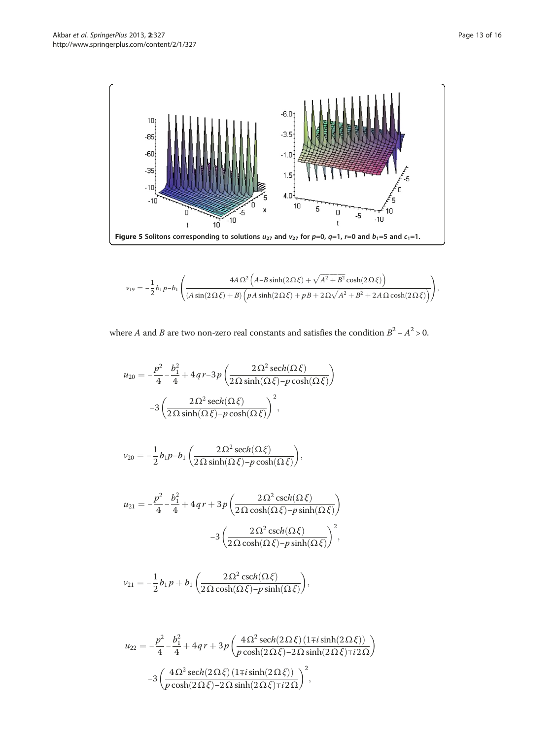**Figure 5 Solitons corresponding to solutions $u_{27}$ and $v_{27}$ for $p$=0, $q$=1, $r$=0 and $b_1$=5 and $c_1$=1.**

$$v_{19} = -\frac{1}{2}b_1 p - b_1 \left( \frac{4A\,\Omega^2 \left( A - B\sinh(2\,\Omega\,\xi) + \sqrt{A^2 + B^2}\cosh(2\,\Omega\,\xi) \right)}{(A\sin(2\,\Omega\,\xi) + B)\left( pA\sinh(2\,\Omega\,\xi) + pB + 2\,\Omega\sqrt{A^2 + B^2} + 2A\,\Omega\cosh(2\,\Omega\,\xi) \right)} \right),$$

where $A$ and $B$ are two non-zero real constants and satisfies the condition $B^2 - A^2 > 0$.

$$u_{20} = -\frac{p^2}{4} - \frac{b_1^2}{4} + 4\,q\,r - 3p\left( \frac{2\,\Omega^2\,\mathrm{sech}(\Omega\,\xi)}{2\,\Omega\sinh(\Omega\,\xi) - p\cosh(\Omega\,\xi)} \right) - 3\left( \frac{2\,\Omega^2\,\mathrm{sech}(\Omega\,\xi)}{2\,\Omega\sinh(\Omega\,\xi) - p\cosh(\Omega\,\xi)} \right)^2,$$

$$v_{20} = -\frac{1}{2}b_1 p - b_1\left( \frac{2\,\Omega^2\,\mathrm{sech}(\Omega\,\xi)}{2\,\Omega\sinh(\Omega\,\xi) - p\cosh(\Omega\,\xi)} \right),$$

$$u_{21} = -\frac{p^2}{4} - \frac{b_1^2}{4} + 4\,q\,r + 3p\left( \frac{2\,\Omega^2\,\mathrm{csch}(\Omega\,\xi)}{2\,\Omega\cosh(\Omega\,\xi) - p\sinh(\Omega\,\xi)} \right) - 3\left( \frac{2\,\Omega^2\,\mathrm{csch}(\Omega\,\xi)}{2\,\Omega\cosh(\Omega\,\xi) - p\sinh(\Omega\,\xi)} \right)^2,$$

$$v_{21} = -\frac{1}{2}b_1 p + b_1\left( \frac{2\,\Omega^2\,\mathrm{csch}(\Omega\,\xi)}{2\,\Omega\cosh(\Omega\,\xi) - p\sinh(\Omega\,\xi)} \right),$$

$$u_{22} = -\frac{p^2}{4} - \frac{b_1^2}{4} + 4\,q\,r + 3p\left( \frac{4\,\Omega^2\,\mathrm{sech}(2\,\Omega\,\xi)\,(1 \mp i\sinh(2\,\Omega\,\xi))}{p\cosh(2\,\Omega\,\xi) - 2\,\Omega\sinh(2\,\Omega\,\xi) \mp i\,2\,\Omega} \right) - 3\left( \frac{4\,\Omega^2\,\mathrm{sech}(2\,\Omega\,\xi)\,(1 \mp i\sinh(2\,\Omega\,\xi))}{p\cosh(2\,\Omega\,\xi) - 2\,\Omega\sinh(2\,\Omega\,\xi) \mp i\,2\,\Omega} \right)^2,$$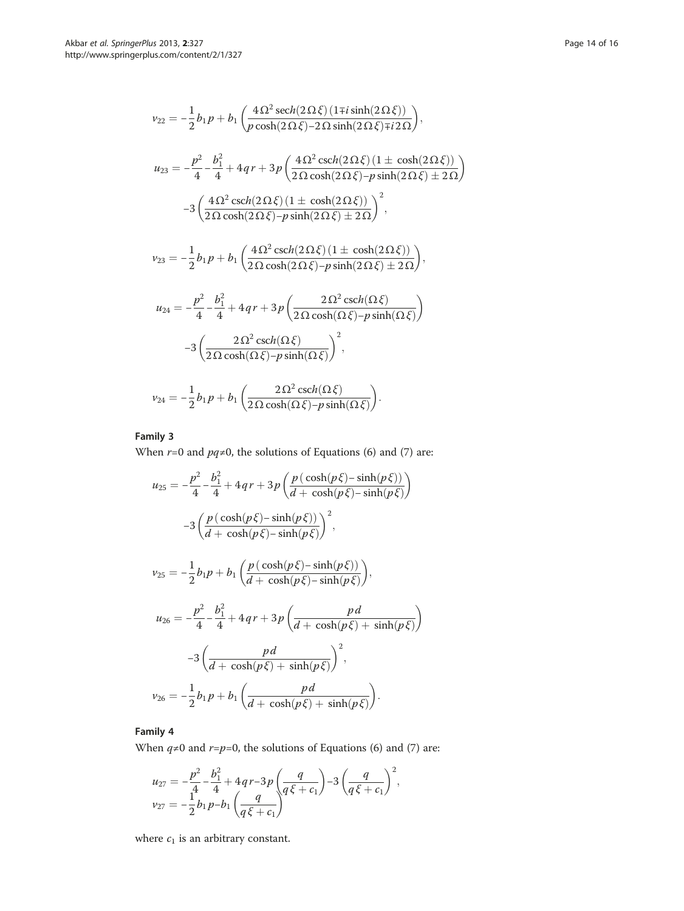$$v_{22} = -\frac{1}{2}b_1 p + b_1 \left(\frac{4\Omega^2 \operatorname{sech}(2\Omega\xi)\,(1 \mp i\sinh(2\Omega\xi))}{p\cosh(2\Omega\xi) - 2\Omega\sinh(2\Omega\xi) \mp i2\Omega}\right),$$

$$u_{23} = -\frac{p^2}{4} - \frac{b_1^2}{4} + 4qr + 3p\left(\frac{4\Omega^2 \operatorname{csch}(2\Omega\xi)\,(1 \pm \cosh(2\Omega\xi))}{2\Omega\cosh(2\Omega\xi) - p\sinh(2\Omega\xi) \pm 2\Omega}\right)$$
$$-3\left(\frac{4\Omega^2 \operatorname{csch}(2\Omega\xi)\,(1 \pm \cosh(2\Omega\xi))}{2\Omega\cosh(2\Omega\xi) - p\sinh(2\Omega\xi) \pm 2\Omega}\right)^2,$$

$$v_{23} = -\frac{1}{2}b_1 p + b_1 \left(\frac{4\Omega^2 \operatorname{csch}(2\Omega\xi)\,(1 \pm \cosh(2\Omega\xi))}{2\Omega\cosh(2\Omega\xi) - p\sinh(2\Omega\xi) \pm 2\Omega}\right),$$

$$u_{24} = -\frac{p^2}{4} - \frac{b_1^2}{4} + 4qr + 3p\left(\frac{2\Omega^2 \operatorname{csch}(\Omega\xi)}{2\Omega\cosh(\Omega\xi) - p\sinh(\Omega\xi)}\right)$$
$$-3\left(\frac{2\Omega^2 \operatorname{csch}(\Omega\xi)}{2\Omega\cosh(\Omega\xi) - p\sinh(\Omega\xi)}\right)^2,$$

$$v_{24} = -\frac{1}{2}b_1 p + b_1 \left(\frac{2\Omega^2 \operatorname{csch}(\Omega\xi)}{2\Omega\cosh(\Omega\xi) - p\sinh(\Omega\xi)}\right).$$

### Family 3

When $r$=0 and $pq$≠0, the solutions of Equations (6) and (7) are:

$$u_{25} = -\frac{p^2}{4} - \frac{b_1^2}{4} + 4qr + 3p\left(\frac{p\,(\cosh(p\xi) - \sinh(p\xi))}{d + \cosh(p\xi) - \sinh(p\xi)}\right)$$
$$-3\left(\frac{p\,(\cosh(p\xi) - \sinh(p\xi))}{d + \cosh(p\xi) - \sinh(p\xi)}\right)^2,$$

$$v_{25} = -\frac{1}{2}b_1 p + b_1 \left(\frac{p\,(\cosh(p\xi) - \sinh(p\xi))}{d + \cosh(p\xi) - \sinh(p\xi)}\right),$$

$$u_{26} = -\frac{p^2}{4} - \frac{b_1^2}{4} + 4qr + 3p\left(\frac{pd}{d + \cosh(p\xi) + \sinh(p\xi)}\right)$$
$$-3\left(\frac{pd}{d + \cosh(p\xi) + \sinh(p\xi)}\right)^2,$$

$$v_{26} = -\frac{1}{2}b_1 p + b_1 \left(\frac{pd}{d + \cosh(p\xi) + \sinh(p\xi)}\right).$$

### Family 4

When $q$≠0 and $r$=$p$=0, the solutions of Equations (6) and (7) are:

$$u_{27} = -\frac{p^2}{4} - \frac{b_1^2}{4} + 4qr - 3p\left(\frac{q}{q\xi + c_1}\right) - 3\left(\frac{q}{q\xi + c_1}\right)^2,$$
$$v_{27} = -\frac{1}{2}b_1 p - b_1\left(\frac{q}{q\xi + c_1}\right)$$

where $c_1$ is an arbitrary constant.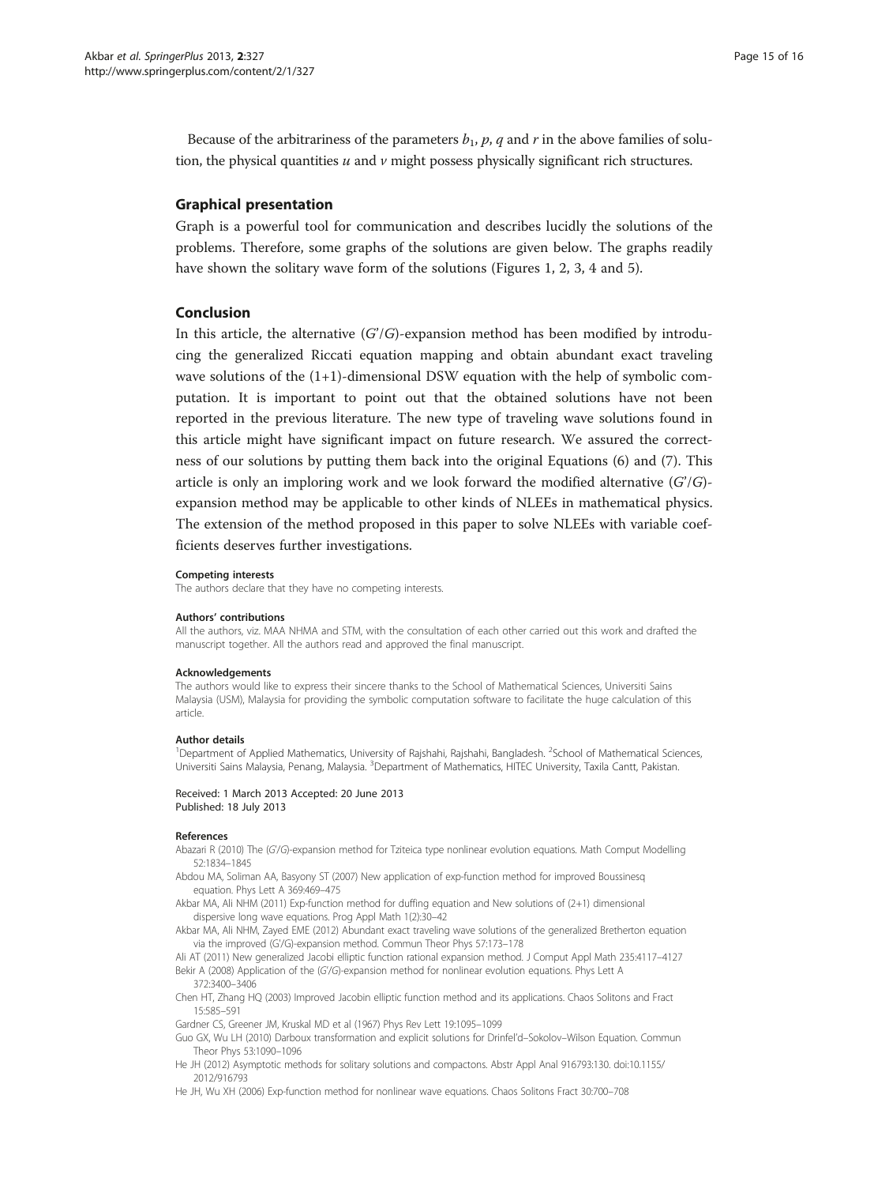Because of the arbitrariness of the parameters $b_1$, $p$, $q$ and $r$ in the above families of solution, the physical quantities $u$ and $v$ might possess physically significant rich structures.

## Graphical presentation

Graph is a powerful tool for communication and describes lucidly the solutions of the problems. Therefore, some graphs of the solutions are given below. The graphs readily have shown the solitary wave form of the solutions (Figures 1, 2, 3, 4 and 5).

## Conclusion

In this article, the alternative $(G'/G)$-expansion method has been modified by introducing the generalized Riccati equation mapping and obtain abundant exact traveling wave solutions of the (1+1)-dimensional DSW equation with the help of symbolic computation. It is important to point out that the obtained solutions have not been reported in the previous literature. The new type of traveling wave solutions found in this article might have significant impact on future research. We assured the correctness of our solutions by putting them back into the original Equations (6) and (7). This article is only an imploring work and we look forward the modified alternative $(G'/G)$-expansion method may be applicable to other kinds of NLEEs in mathematical physics. The extension of the method proposed in this paper to solve NLEEs with variable coefficients deserves further investigations.

#### Competing interests

The authors declare that they have no competing interests.

#### Authors' contributions

All the authors, viz. MAA NHMA and STM, with the consultation of each other carried out this work and drafted the manuscript together. All the authors read and approved the final manuscript.

#### Acknowledgements

The authors would like to express their sincere thanks to the School of Mathematical Sciences, Universiti Sains Malaysia (USM), Malaysia for providing the symbolic computation software to facilitate the huge calculation of this article.

#### Author details

[1]Department of Applied Mathematics, University of Rajshahi, Rajshahi, Bangladesh. [2]School of Mathematical Sciences, Universiti Sains Malaysia, Penang, Malaysia. [3]Department of Mathematics, HITEC University, Taxila Cantt, Pakistan.

Received: 1 March 2013 Accepted: 20 June 2013
Published: 18 July 2013

#### References

Abazari R (2010) The (G'/G)-expansion method for Tziteica type nonlinear evolution equations. Math Comput Modelling 52:1834–1845

Abdou MA, Soliman AA, Basyony ST (2007) New application of exp-function method for improved Boussinesq equation. Phys Lett A 369:469–475

Akbar MA, Ali NHM (2011) Exp-function method for duffing equation and New solutions of (2+1) dimensional dispersive long wave equations. Prog Appl Math 1(2):30–42

Akbar MA, Ali NHM, Zayed EME (2012) Abundant exact traveling wave solutions of the generalized Bretherton equation via the improved (G'/G)-expansion method. Commun Theor Phys 57:173–178

Ali AT (2011) New generalized Jacobi elliptic function rational expansion method. J Comput Appl Math 235:4117–4127

Bekir A (2008) Application of the (G'/G)-expansion method for nonlinear evolution equations. Phys Lett A 372:3400–3406

Chen HT, Zhang HQ (2003) Improved Jacobin elliptic function method and its applications. Chaos Solitons and Fract 15:585–591

Gardner CS, Greener JM, Kruskal MD et al (1967) Phys Rev Lett 19:1095–1099

Guo GX, Wu LH (2010) Darboux transformation and explicit solutions for Drinfel'd–Sokolov–Wilson Equation. Commun Theor Phys 53:1090–1096

He JH (2012) Asymptotic methods for solitary solutions and compactons. Abstr Appl Anal 916793:130. doi:10.1155/2012/916793

He JH, Wu XH (2006) Exp-function method for nonlinear wave equations. Chaos Solitons Fract 30:700–708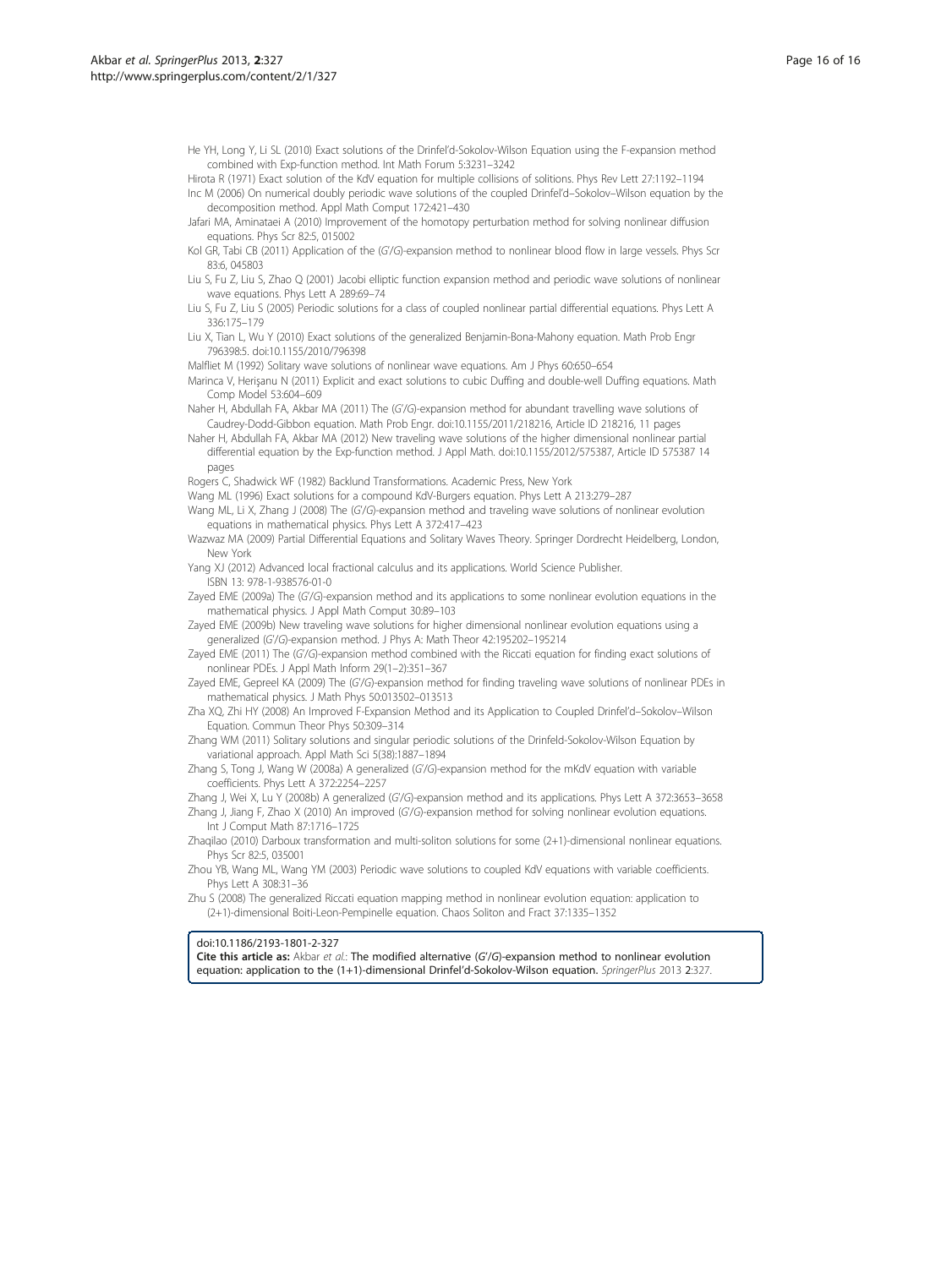He YH, Long Y, Li SL (2010) Exact solutions of the Drinfel'd-Sokolov-Wilson Equation using the F-expansion method combined with Exp-function method. Int Math Forum 5:3231–3242

Hirota R (1971) Exact solution of the KdV equation for multiple collisions of solitions. Phys Rev Lett 27:1192–1194

Inc M (2006) On numerical doubly periodic wave solutions of the coupled Drinfel'd–Sokolov–Wilson equation by the decomposition method. Appl Math Comput 172:421–430

Jafari MA, Aminataei A (2010) Improvement of the homotopy perturbation method for solving nonlinear diffusion equations. Phys Scr 82:5, 015002

Kol GR, Tabi CB (2011) Application of the (G′/G)-expansion method to nonlinear blood flow in large vessels. Phys Scr 83:6, 045803

Liu S, Fu Z, Liu S, Zhao Q (2001) Jacobi elliptic function expansion method and periodic wave solutions of nonlinear wave equations. Phys Lett A 289:69–74

Liu S, Fu Z, Liu S (2005) Periodic solutions for a class of coupled nonlinear partial differential equations. Phys Lett A 336:175–179

Liu X, Tian L, Wu Y (2010) Exact solutions of the generalized Benjamin-Bona-Mahony equation. Math Prob Engr 796398:5. doi:10.1155/2010/796398

Malfliet M (1992) Solitary wave solutions of nonlinear wave equations. Am J Phys 60:650–654

Marinca V, Herişanu N (2011) Explicit and exact solutions to cubic Duffing and double-well Duffing equations. Math Comp Model 53:604–609

Naher H, Abdullah FA, Akbar MA (2011) The (G′/G)-expansion method for abundant travelling wave solutions of Caudrey-Dodd-Gibbon equation. Math Prob Engr. doi:10.1155/2011/218216, Article ID 218216, 11 pages

Naher H, Abdullah FA, Akbar MA (2012) New traveling wave solutions of the higher dimensional nonlinear partial differential equation by the Exp-function method. J Appl Math. doi:10.1155/2012/575387, Article ID 575387 14 pages

Rogers C, Shadwick WF (1982) Backlund Transformations. Academic Press, New York

Wang ML (1996) Exact solutions for a compound KdV-Burgers equation. Phys Lett A 213:279–287

Wang ML, Li X, Zhang J (2008) The (G′/G)-expansion method and traveling wave solutions of nonlinear evolution equations in mathematical physics. Phys Lett A 372:417–423

Wazwaz MA (2009) Partial Differential Equations and Solitary Waves Theory. Springer Dordrecht Heidelberg, London, New York

Yang XJ (2012) Advanced local fractional calculus and its applications. World Science Publisher. ISBN 13: 978-1-938576-01-0

Zayed EME (2009a) The (G′/G)-expansion method and its applications to some nonlinear evolution equations in the mathematical physics. J Appl Math Comput 30:89–103

Zayed EME (2009b) New traveling wave solutions for higher dimensional nonlinear evolution equations using a generalized (G′/G)-expansion method. J Phys A: Math Theor 42:195202–195214

Zayed EME (2011) The (G′/G)-expansion method combined with the Riccati equation for finding exact solutions of nonlinear PDEs. J Appl Math Inform 29(1–2):351–367

Zayed EME, Gepreel KA (2009) The (G′/G)-expansion method for finding traveling wave solutions of nonlinear PDEs in mathematical physics. J Math Phys 50:013502–013513

Zha XQ, Zhi HY (2008) An Improved F-Expansion Method and its Application to Coupled Drinfel'd–Sokolov–Wilson Equation. Commun Theor Phys 50:309–314

Zhang WM (2011) Solitary solutions and singular periodic solutions of the Drinfeld-Sokolov-Wilson Equation by variational approach. Appl Math Sci 5(38):1887–1894

Zhang S, Tong J, Wang W (2008a) A generalized (G′/G)-expansion method for the mKdV equation with variable coefficients. Phys Lett A 372:2254–2257

Zhang J, Wei X, Lu Y (2008b) A generalized (G′/G)-expansion method and its applications. Phys Lett A 372:3653–3658

Zhang J, Jiang F, Zhao X (2010) An improved (G′/G)-expansion method for solving nonlinear evolution equations. Int J Comput Math 87:1716–1725

Zhaqilao (2010) Darboux transformation and multi-soliton solutions for some (2+1)-dimensional nonlinear equations. Phys Scr 82:5, 035001

Zhou YB, Wang ML, Wang YM (2003) Periodic wave solutions to coupled KdV equations with variable coefficients. Phys Lett A 308:31–36

Zhu S (2008) The generalized Riccati equation mapping method in nonlinear evolution equation: application to (2+1)-dimensional Boiti-Leon-Pempinelle equation. Chaos Soliton and Fract 37:1335–1352

doi:10.1186/2193-1801-2-327

**Cite this article as:** Akbar *et al.*: The modified alternative (G′/G)-expansion method to nonlinear evolution equation: application to the (1+1)-dimensional Drinfel'd-Sokolov-Wilson equation. *SpringerPlus* 2013 **2**:327.